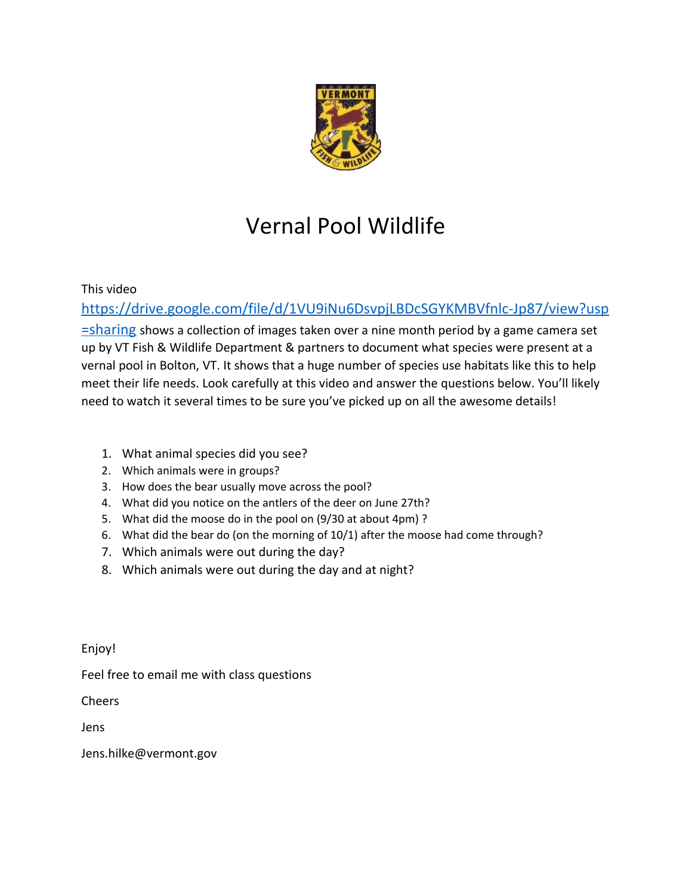# Vernal Pool Wildlife

This video https://drive.google.com/file/d/1VU9iNu6DsvpjLBDcSGYKMBVfnlc-Jp87/view?usp=sharing shows a collection of images taken over a nine month period by a game camera set up by VT Fish & Wildlife Department & partners to document what species were present at a vernal pool in Bolton, VT. It shows that a huge number of species use habitats like this to help meet their life needs. Look carefully at this video and answer the questions below. You'll likely need to watch it several times to be sure you've picked up on all the awesome details!

1. What animal species did you see?
2. Which animals were in groups?
3. How does the bear usually move across the pool?
4. What did you notice on the antlers of the deer on June 27th?
5. What did the moose do in the pool on (9/30 at about 4pm) ?
6. What did the bear do (on the morning of 10/1) after the moose had come through?
7. Which animals were out during the day?
8. Which animals were out during the day and at night?

Enjoy!

Feel free to email me with class questions

Cheers

Jens

Jens.hilke@vermont.gov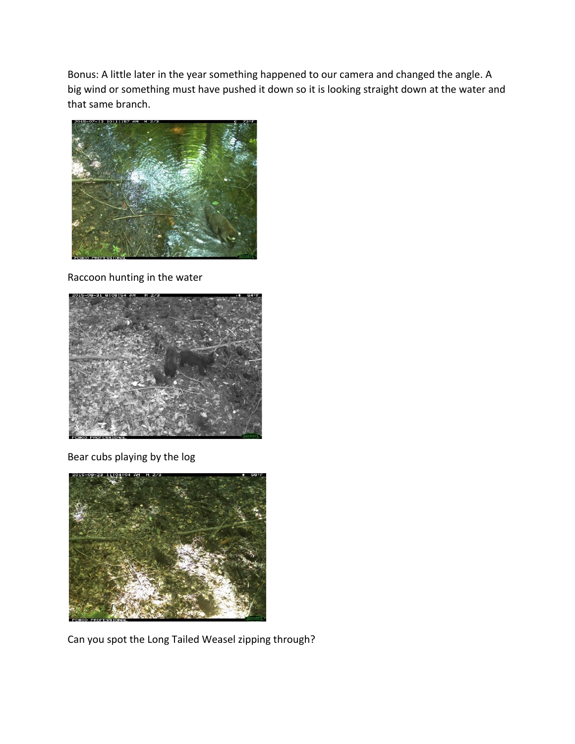Bonus: A little later in the year something happened to our camera and changed the angle. A big wind or something must have pushed it down so it is looking straight down at the water and that same branch.

Raccoon hunting in the water

Bear cubs playing by the log

Can you spot the Long Tailed Weasel zipping through?